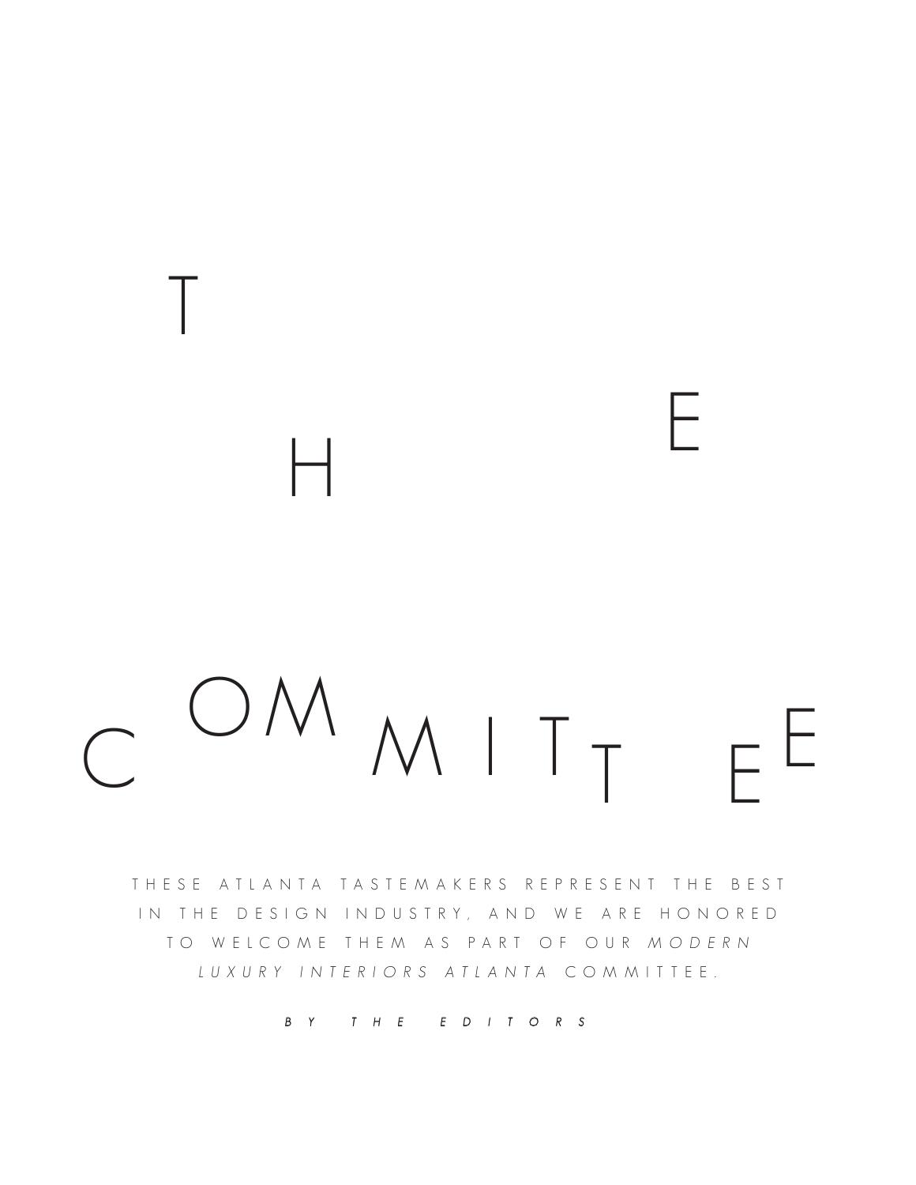# THE COMMITTEE

THESE ATLANTA TASTEMAKERS REPRESENT THE BEST IN THE DESIGN INDUSTRY, AND WE ARE HONORED TO WELCOME THEM AS PART OF OUR *MODERN LUXURY INTERIORS ATLANTA* COMMITTEE.

*BY THE EDITORS*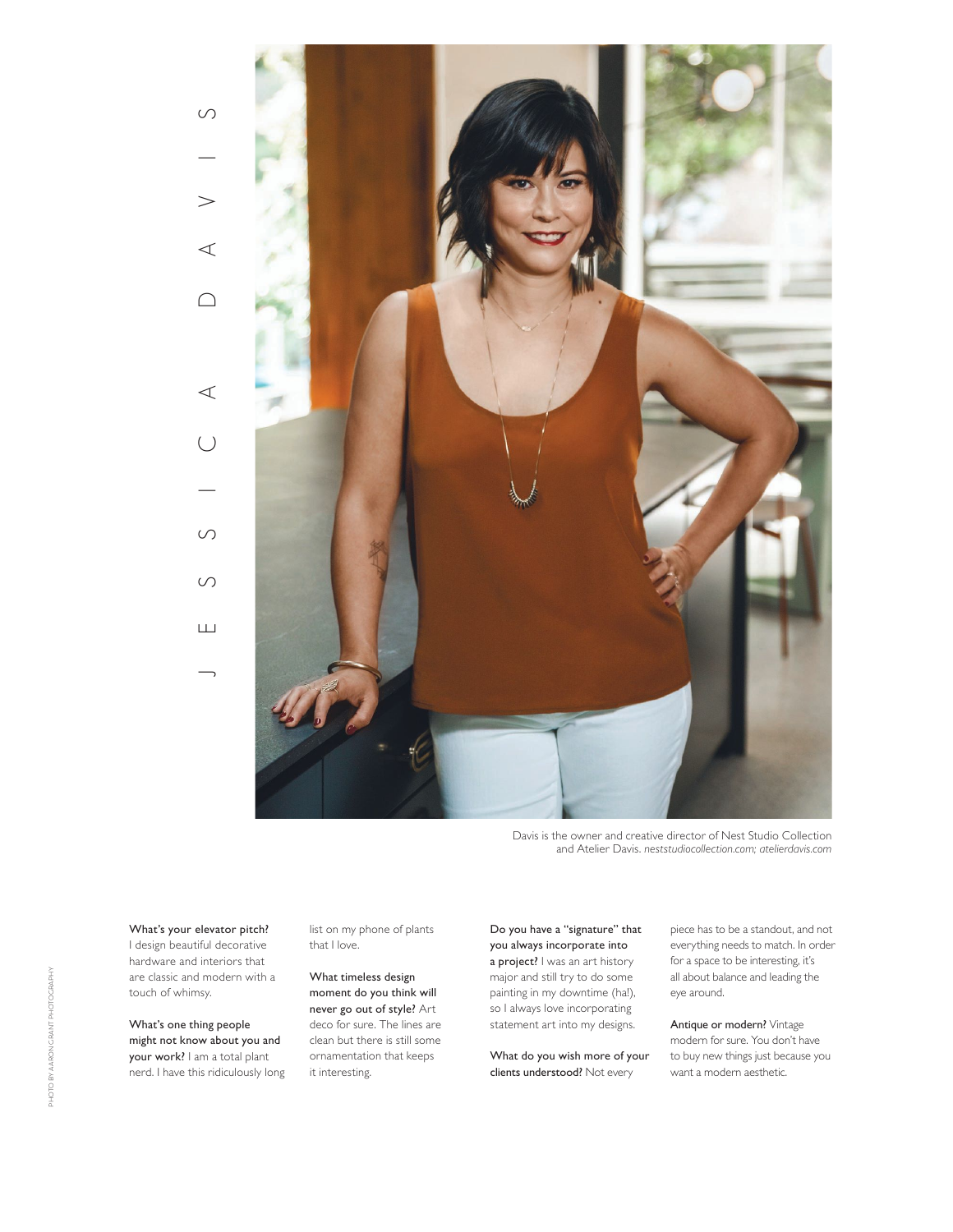# JESSICA DAVIS

Davis is the owner and creative director of Nest Studio Collection and Atelier Davis. *neststudiocollection.com; atelierdavis.com*

PHOTO BY AARON GRANT PHOTOGRAPHY

**What's your elevator pitch?** I design beautiful decorative hardware and interiors that are classic and modern with a touch of whimsy.

**What's one thing people might not know about you and your work?** I am a total plant nerd. I have this ridiculously long list on my phone of plants that I love.

**What timeless design moment do you think will never go out of style?** Art deco for sure. The lines are clean but there is still some ornamentation that keeps it interesting.

**Do you have a "signature" that you always incorporate into a project?** I was an art history major and still try to do some painting in my downtime (ha!), so I always love incorporating statement art into my designs.

**What do you wish more of your clients understood?** Not every piece has to be a standout, and not everything needs to match. In order for a space to be interesting, it's all about balance and leading the eye around.

**Antique or modern?** Vintage modern for sure. You don't have to buy new things just because you want a modern aesthetic.